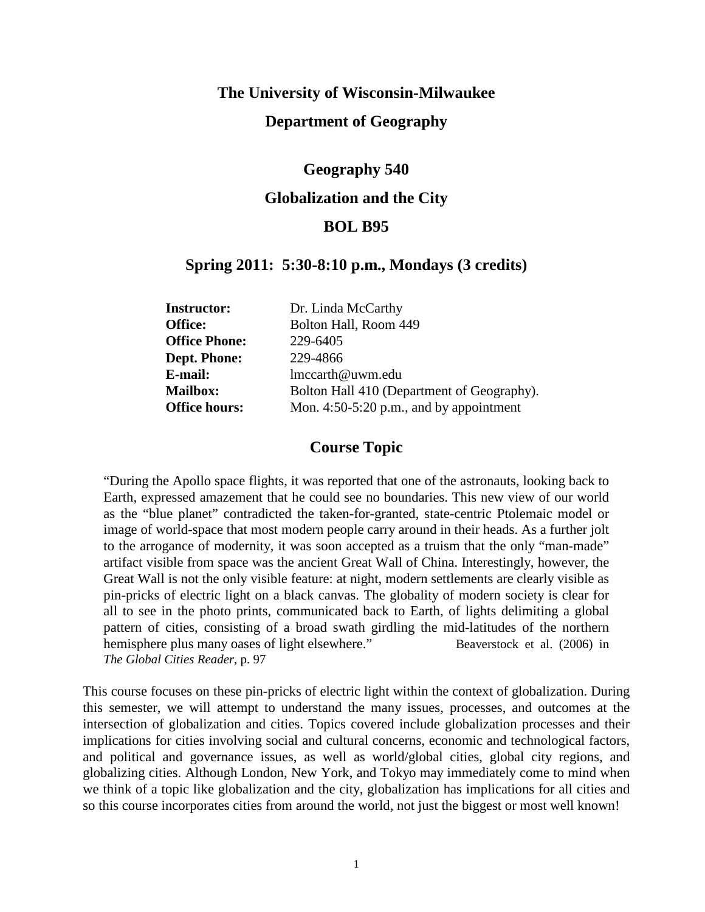# The University of Wisconsin-Milwaukee

## Department of Geography

## Geography 540

## Globalization and the City

## BOL B95

### Spring 2011: 5:30-8:10 p.m., Mondays (3 credits)

| | |
|---|---|
| **Instructor:** | Dr. Linda McCarthy |
| **Office:** | Bolton Hall, Room 449 |
| **Office Phone:** | 229-6405 |
| **Dept. Phone:** | 229-4866 |
| **E-mail:** | lmccarth@uwm.edu |
| **Mailbox:** | Bolton Hall 410 (Department of Geography). |
| **Office hours:** | Mon. 4:50-5:20 p.m., and by appointment |

## Course Topic

> "During the Apollo space flights, it was reported that one of the astronauts, looking back to Earth, expressed amazement that he could see no boundaries. This new view of our world as the "blue planet" contradicted the taken-for-granted, state-centric Ptolemaic model or image of world-space that most modern people carry around in their heads. As a further jolt to the arrogance of modernity, it was soon accepted as a truism that the only "man-made" artifact visible from space was the ancient Great Wall of China. Interestingly, however, the Great Wall is not the only visible feature: at night, modern settlements are clearly visible as pin-pricks of electric light on a black canvas. The globality of modern society is clear for all to see in the photo prints, communicated back to Earth, of lights delimiting a global pattern of cities, consisting of a broad swath girdling the mid-latitudes of the northern hemisphere plus many oases of light elsewhere." Beaverstock et al. (2006) in *The Global Cities Reader*, p. 97

This course focuses on these pin-pricks of electric light within the context of globalization. During this semester, we will attempt to understand the many issues, processes, and outcomes at the intersection of globalization and cities. Topics covered include globalization processes and their implications for cities involving social and cultural concerns, economic and technological factors, and political and governance issues, as well as world/global cities, global city regions, and globalizing cities. Although London, New York, and Tokyo may immediately come to mind when we think of a topic like globalization and the city, globalization has implications for all cities and so this course incorporates cities from around the world, not just the biggest or most well known!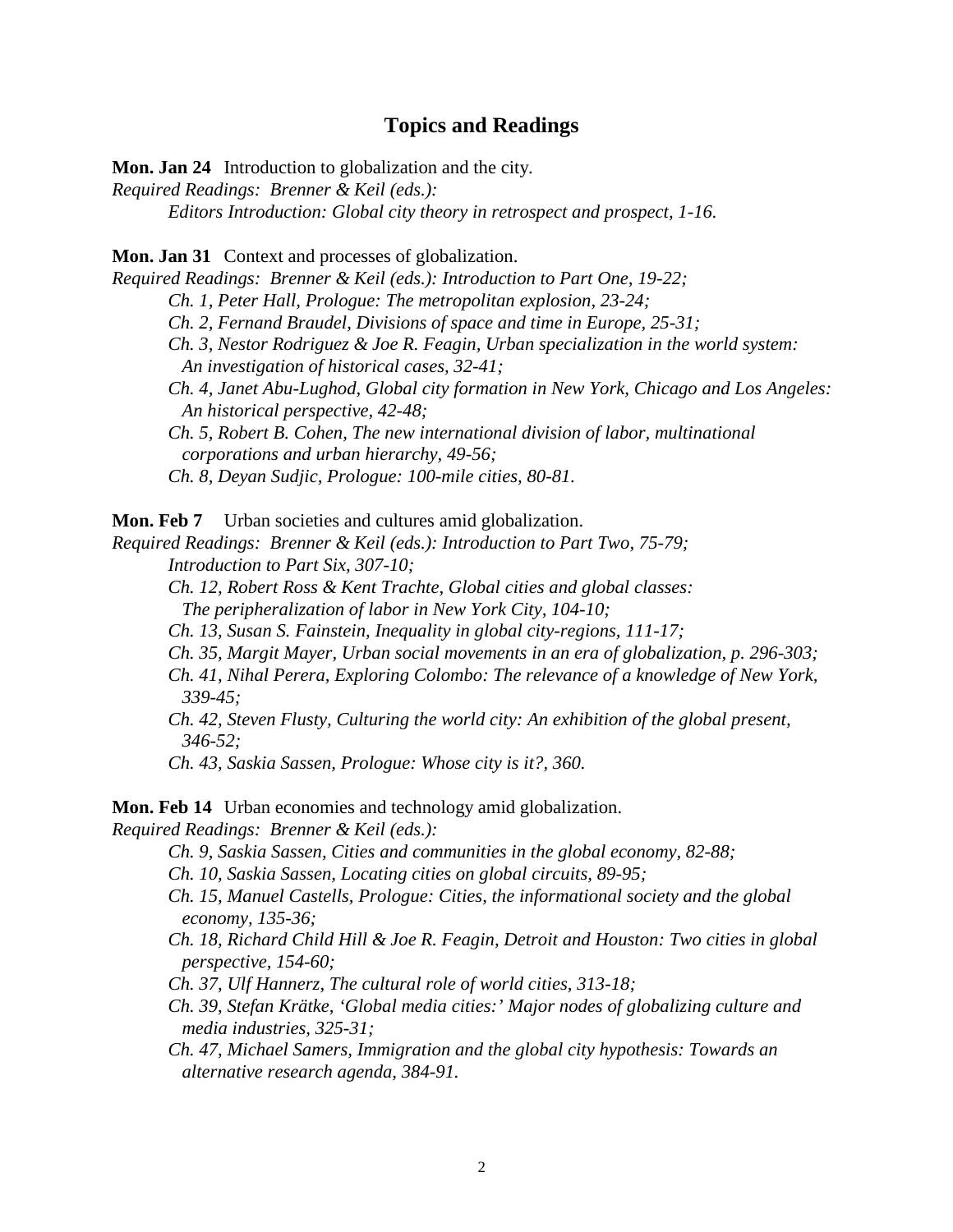## Topics and Readings

**Mon. Jan 24** Introduction to globalization and the city.
*Required Readings: Brenner & Keil (eds.):*
*Editors Introduction: Global city theory in retrospect and prospect, 1-16.*

**Mon. Jan 31** Context and processes of globalization.
*Required Readings: Brenner & Keil (eds.): Introduction to Part One, 19-22;*
*Ch. 1, Peter Hall, Prologue: The metropolitan explosion, 23-24;*
*Ch. 2, Fernand Braudel, Divisions of space and time in Europe, 25-31;*
*Ch. 3, Nestor Rodriguez & Joe R. Feagin, Urban specialization in the world system: An investigation of historical cases, 32-41;*
*Ch. 4, Janet Abu-Lughod, Global city formation in New York, Chicago and Los Angeles: An historical perspective, 42-48;*
*Ch. 5, Robert B. Cohen, The new international division of labor, multinational corporations and urban hierarchy, 49-56;*
*Ch. 8, Deyan Sudjic, Prologue: 100-mile cities, 80-81.*

**Mon. Feb 7** Urban societies and cultures amid globalization.
*Required Readings: Brenner & Keil (eds.): Introduction to Part Two, 75-79;*
*Introduction to Part Six, 307-10;*
*Ch. 12, Robert Ross & Kent Trachte, Global cities and global classes: The peripheralization of labor in New York City, 104-10;*
*Ch. 13, Susan S. Fainstein, Inequality in global city-regions, 111-17;*
*Ch. 35, Margit Mayer, Urban social movements in an era of globalization, p. 296-303;*
*Ch. 41, Nihal Perera, Exploring Colombo: The relevance of a knowledge of New York, 339-45;*
*Ch. 42, Steven Flusty, Culturing the world city: An exhibition of the global present, 346-52;*
*Ch. 43, Saskia Sassen, Prologue: Whose city is it?, 360.*

**Mon. Feb 14** Urban economies and technology amid globalization.
*Required Readings: Brenner & Keil (eds.):*
*Ch. 9, Saskia Sassen, Cities and communities in the global economy, 82-88;*
*Ch. 10, Saskia Sassen, Locating cities on global circuits, 89-95;*
*Ch. 15, Manuel Castells, Prologue: Cities, the informational society and the global economy, 135-36;*
*Ch. 18, Richard Child Hill & Joe R. Feagin, Detroit and Houston: Two cities in global perspective, 154-60;*
*Ch. 37, Ulf Hannerz, The cultural role of world cities, 313-18;*
*Ch. 39, Stefan Krätke, 'Global media cities:' Major nodes of globalizing culture and media industries, 325-31;*
*Ch. 47, Michael Samers, Immigration and the global city hypothesis: Towards an alternative research agenda, 384-91.*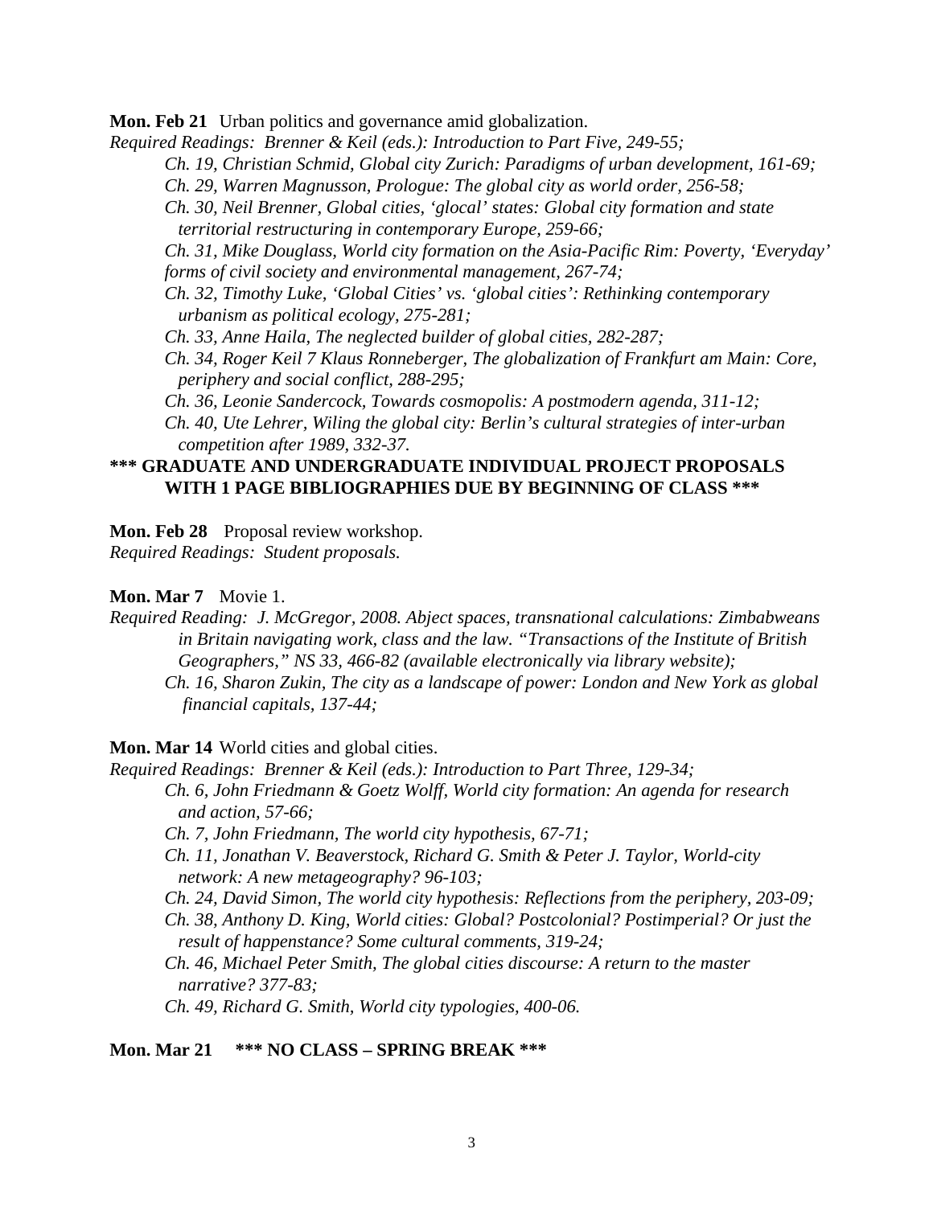**Mon. Feb 21** Urban politics and governance amid globalization.

*Required Readings: Brenner & Keil (eds.): Introduction to Part Five, 249-55;*

*Ch. 19, Christian Schmid, Global city Zurich: Paradigms of urban development, 161-69;*

*Ch. 29, Warren Magnusson, Prologue: The global city as world order, 256-58;*

*Ch. 30, Neil Brenner, Global cities, 'glocal' states: Global city formation and state territorial restructuring in contemporary Europe, 259-66;*

*Ch. 31, Mike Douglass, World city formation on the Asia-Pacific Rim: Poverty, 'Everyday' forms of civil society and environmental management, 267-74;*

*Ch. 32, Timothy Luke, 'Global Cities' vs. 'global cities': Rethinking contemporary urbanism as political ecology, 275-281;*

*Ch. 33, Anne Haila, The neglected builder of global cities, 282-287;*

*Ch. 34, Roger Keil 7 Klaus Ronneberger, The globalization of Frankfurt am Main: Core, periphery and social conflict, 288-295;*

*Ch. 36, Leonie Sandercock, Towards cosmopolis: A postmodern agenda, 311-12;*

*Ch. 40, Ute Lehrer, Wiling the global city: Berlin's cultural strategies of inter-urban competition after 1989, 332-37.*

**\*\*\* GRADUATE AND UNDERGRADUATE INDIVIDUAL PROJECT PROPOSALS WITH 1 PAGE BIBLIOGRAPHIES DUE BY BEGINNING OF CLASS \*\*\***

**Mon. Feb 28** Proposal review workshop.

*Required Readings: Student proposals.*

**Mon. Mar 7** Movie 1.

*Required Reading: J. McGregor, 2008. Abject spaces, transnational calculations: Zimbabweans in Britain navigating work, class and the law. "Transactions of the Institute of British Geographers," NS 33, 466-82 (available electronically via library website);*

*Ch. 16, Sharon Zukin, The city as a landscape of power: London and New York as global financial capitals, 137-44;*

**Mon. Mar 14** World cities and global cities.

*Required Readings: Brenner & Keil (eds.): Introduction to Part Three, 129-34;*

*Ch. 6, John Friedmann & Goetz Wolff, World city formation: An agenda for research and action, 57-66;*

*Ch. 7, John Friedmann, The world city hypothesis, 67-71;*

*Ch. 11, Jonathan V. Beaverstock, Richard G. Smith & Peter J. Taylor, World-city network: A new metageography? 96-103;*

*Ch. 24, David Simon, The world city hypothesis: Reflections from the periphery, 203-09;*

*Ch. 38, Anthony D. King, World cities: Global? Postcolonial? Postimperial? Or just the result of happenstance? Some cultural comments, 319-24;*

*Ch. 46, Michael Peter Smith, The global cities discourse: A return to the master narrative? 377-83;*

*Ch. 49, Richard G. Smith, World city typologies, 400-06.*

**Mon. Mar 21 \*\*\* NO CLASS – SPRING BREAK \*\*\***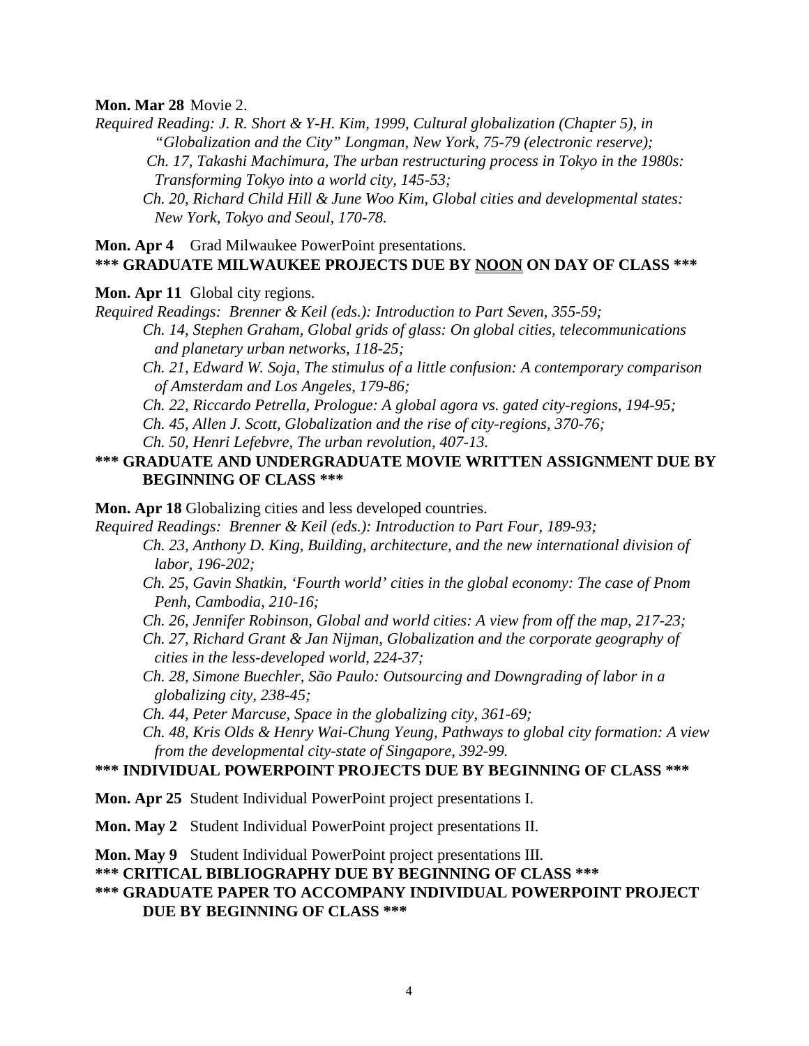**Mon. Mar 28** Movie 2.

*Required Reading: J. R. Short & Y-H. Kim, 1999, Cultural globalization (Chapter 5), in "Globalization and the City" Longman, New York, 75-79 (electronic reserve);*

*Ch. 17, Takashi Machimura, The urban restructuring process in Tokyo in the 1980s: Transforming Tokyo into a world city, 145-53;*

*Ch. 20, Richard Child Hill & June Woo Kim, Global cities and developmental states: New York, Tokyo and Seoul, 170-78.*

**Mon. Apr 4** Grad Milwaukee PowerPoint presentations.

**\*\*\* GRADUATE MILWAUKEE PROJECTS DUE BY <u>NOON</u> ON DAY OF CLASS \*\*\***

**Mon. Apr 11** Global city regions.

*Required Readings: Brenner & Keil (eds.): Introduction to Part Seven, 355-59;*

*Ch. 14, Stephen Graham, Global grids of glass: On global cities, telecommunications and planetary urban networks, 118-25;*

*Ch. 21, Edward W. Soja, The stimulus of a little confusion: A contemporary comparison of Amsterdam and Los Angeles, 179-86;*

*Ch. 22, Riccardo Petrella, Prologue: A global agora vs. gated city-regions, 194-95;*

*Ch. 45, Allen J. Scott, Globalization and the rise of city-regions, 370-76;*

*Ch. 50, Henri Lefebvre, The urban revolution, 407-13.*

**\*\*\* GRADUATE AND UNDERGRADUATE MOVIE WRITTEN ASSIGNMENT DUE BY BEGINNING OF CLASS \*\*\***

**Mon. Apr 18** Globalizing cities and less developed countries.

*Required Readings: Brenner & Keil (eds.): Introduction to Part Four, 189-93;*

*Ch. 23, Anthony D. King, Building, architecture, and the new international division of labor, 196-202;*

*Ch. 25, Gavin Shatkin, 'Fourth world' cities in the global economy: The case of Pnom Penh, Cambodia, 210-16;*

*Ch. 26, Jennifer Robinson, Global and world cities: A view from off the map, 217-23;*

*Ch. 27, Richard Grant & Jan Nijman, Globalization and the corporate geography of cities in the less-developed world, 224-37;*

*Ch. 28, Simone Buechler, São Paulo: Outsourcing and Downgrading of labor in a globalizing city, 238-45;*

*Ch. 44, Peter Marcuse, Space in the globalizing city, 361-69;*

*Ch. 48, Kris Olds & Henry Wai-Chung Yeung, Pathways to global city formation: A view from the developmental city-state of Singapore, 392-99.*

**\*\*\* INDIVIDUAL POWERPOINT PROJECTS DUE BY BEGINNING OF CLASS \*\*\***

**Mon. Apr 25** Student Individual PowerPoint project presentations I.

**Mon. May 2** Student Individual PowerPoint project presentations II.

**Mon. May 9** Student Individual PowerPoint project presentations III.

**\*\*\* CRITICAL BIBLIOGRAPHY DUE BY BEGINNING OF CLASS \*\*\***

**\*\*\* GRADUATE PAPER TO ACCOMPANY INDIVIDUAL POWERPOINT PROJECT DUE BY BEGINNING OF CLASS \*\*\***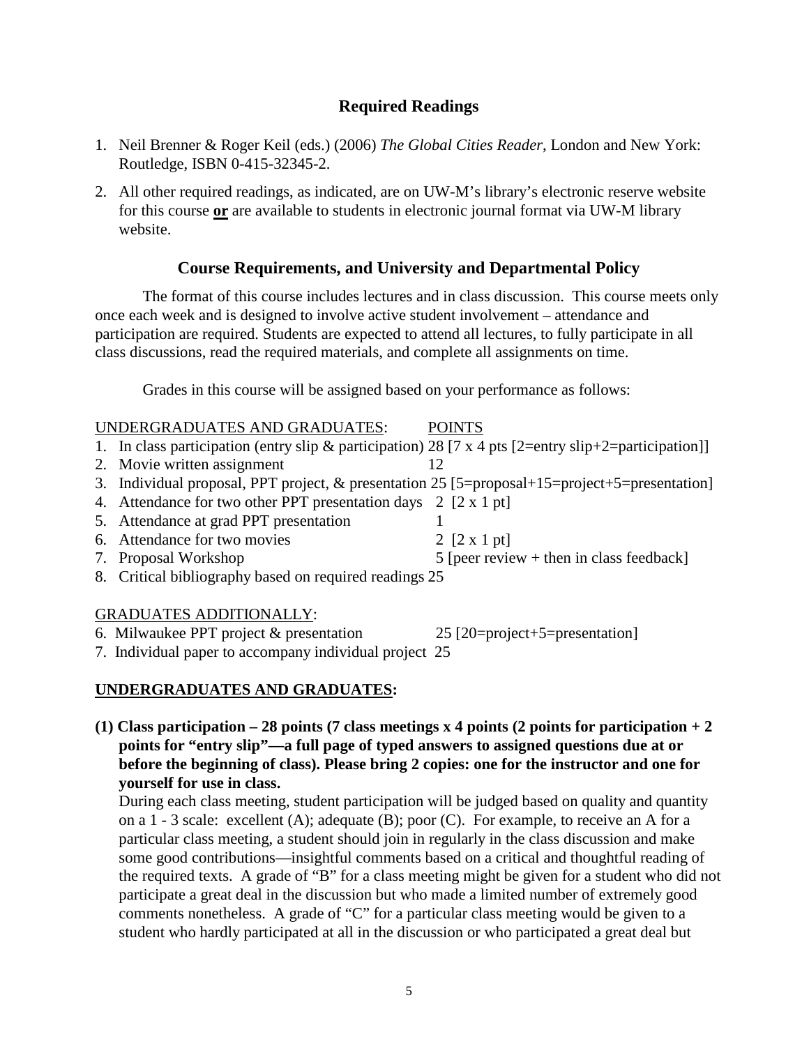## Required Readings

1. Neil Brenner & Roger Keil (eds.) (2006) *The Global Cities Reader*, London and New York: Routledge, ISBN 0-415-32345-2.
2. All other required readings, as indicated, are on UW-M's library's electronic reserve website for this course **or** are available to students in electronic journal format via UW-M library website.

## Course Requirements, and University and Departmental Policy

The format of this course includes lectures and in class discussion. This course meets only once each week and is designed to involve active student involvement – attendance and participation are required. Students are expected to attend all lectures, to fully participate in all class discussions, read the required materials, and complete all assignments on time.

Grades in this course will be assigned based on your performance as follows:

<u>UNDERGRADUATES AND GRADUATES</u>: <u>POINTS</u>

1. In class participation (entry slip & participation) 28 [7 x 4 pts [2=entry slip+2=participation]]
2. Movie written assignment 12
3. Individual proposal, PPT project, & presentation 25 [5=proposal+15=project+5=presentation]
4. Attendance for two other PPT presentation days 2 [2 x 1 pt]
5. Attendance at grad PPT presentation 1
6. Attendance for two movies 2 [2 x 1 pt]
7. Proposal Workshop 5 [peer review + then in class feedback]
8. Critical bibliography based on required readings 25

<u>GRADUATES ADDITIONALLY</u>:

6. Milwaukee PPT project & presentation 25 [20=project+5=presentation]
7. Individual paper to accompany individual project 25

### UNDERGRADUATES AND GRADUATES:

**(1) Class participation – 28 points (7 class meetings x 4 points (2 points for participation + 2 points for "entry slip"—a full page of typed answers to assigned questions due at or before the beginning of class). Please bring 2 copies: one for the instructor and one for yourself for use in class.**

During each class meeting, student participation will be judged based on quality and quantity on a 1 - 3 scale: excellent (A); adequate (B); poor (C). For example, to receive an A for a particular class meeting, a student should join in regularly in the class discussion and make some good contributions—insightful comments based on a critical and thoughtful reading of the required texts. A grade of "B" for a class meeting might be given for a student who did not participate a great deal in the discussion but who made a limited number of extremely good comments nonetheless. A grade of "C" for a particular class meeting would be given to a student who hardly participated at all in the discussion or who participated a great deal but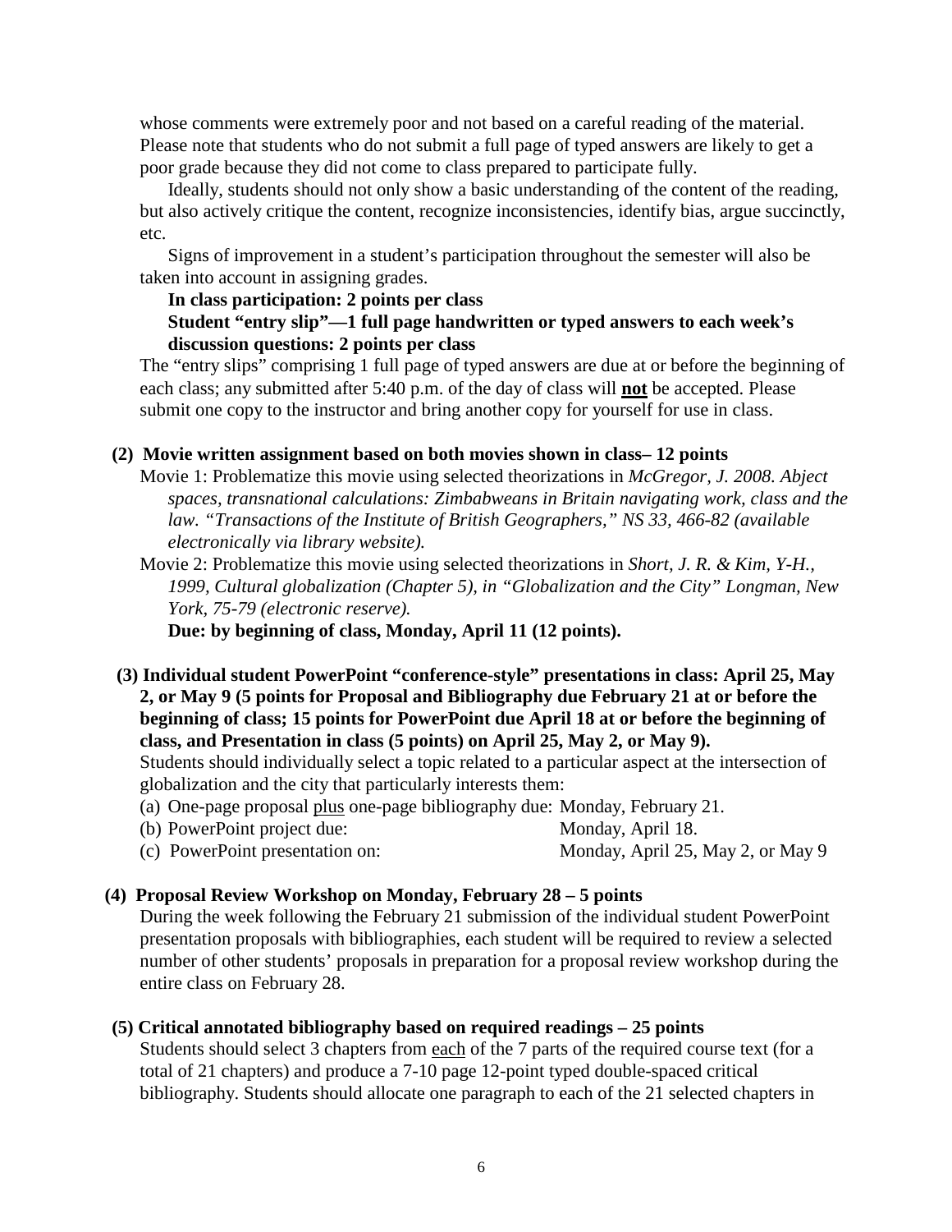whose comments were extremely poor and not based on a careful reading of the material. Please note that students who do not submit a full page of typed answers are likely to get a poor grade because they did not come to class prepared to participate fully.

Ideally, students should not only show a basic understanding of the content of the reading, but also actively critique the content, recognize inconsistencies, identify bias, argue succinctly, etc.

Signs of improvement in a student's participation throughout the semester will also be taken into account in assigning grades.

**In class participation: 2 points per class**

**Student "entry slip"—1 full page handwritten or typed answers to each week's discussion questions: 2 points per class**

The "entry slips" comprising 1 full page of typed answers are due at or before the beginning of each class; any submitted after 5:40 p.m. of the day of class will **not** be accepted. Please submit one copy to the instructor and bring another copy for yourself for use in class.

**(2) Movie written assignment based on both movies shown in class– 12 points**

Movie 1: Problematize this movie using selected theorizations in *McGregor, J. 2008. Abject spaces, transnational calculations: Zimbabweans in Britain navigating work, class and the law. "Transactions of the Institute of British Geographers," NS 33, 466-82 (available electronically via library website).*

Movie 2: Problematize this movie using selected theorizations in *Short, J. R. & Kim, Y-H., 1999, Cultural globalization (Chapter 5), in "Globalization and the City" Longman, New York, 75-79 (electronic reserve).*

**Due: by beginning of class, Monday, April 11 (12 points).**

**(3) Individual student PowerPoint "conference-style" presentations in class: April 25, May 2, or May 9 (5 points for Proposal and Bibliography due February 21 at or before the beginning of class; 15 points for PowerPoint due April 18 at or before the beginning of class, and Presentation in class (5 points) on April 25, May 2, or May 9).**

Students should individually select a topic related to a particular aspect at the intersection of globalization and the city that particularly interests them:

(a) One-page proposal plus one-page bibliography due: Monday, February 21.
(b) PowerPoint project due: Monday, April 18.
(c) PowerPoint presentation on: Monday, April 25, May 2, or May 9

**(4) Proposal Review Workshop on Monday, February 28 – 5 points**

During the week following the February 21 submission of the individual student PowerPoint presentation proposals with bibliographies, each student will be required to review a selected number of other students' proposals in preparation for a proposal review workshop during the entire class on February 28.

**(5) Critical annotated bibliography based on required readings – 25 points**

Students should select 3 chapters from each of the 7 parts of the required course text (for a total of 21 chapters) and produce a 7-10 page 12-point typed double-spaced critical bibliography. Students should allocate one paragraph to each of the 21 selected chapters in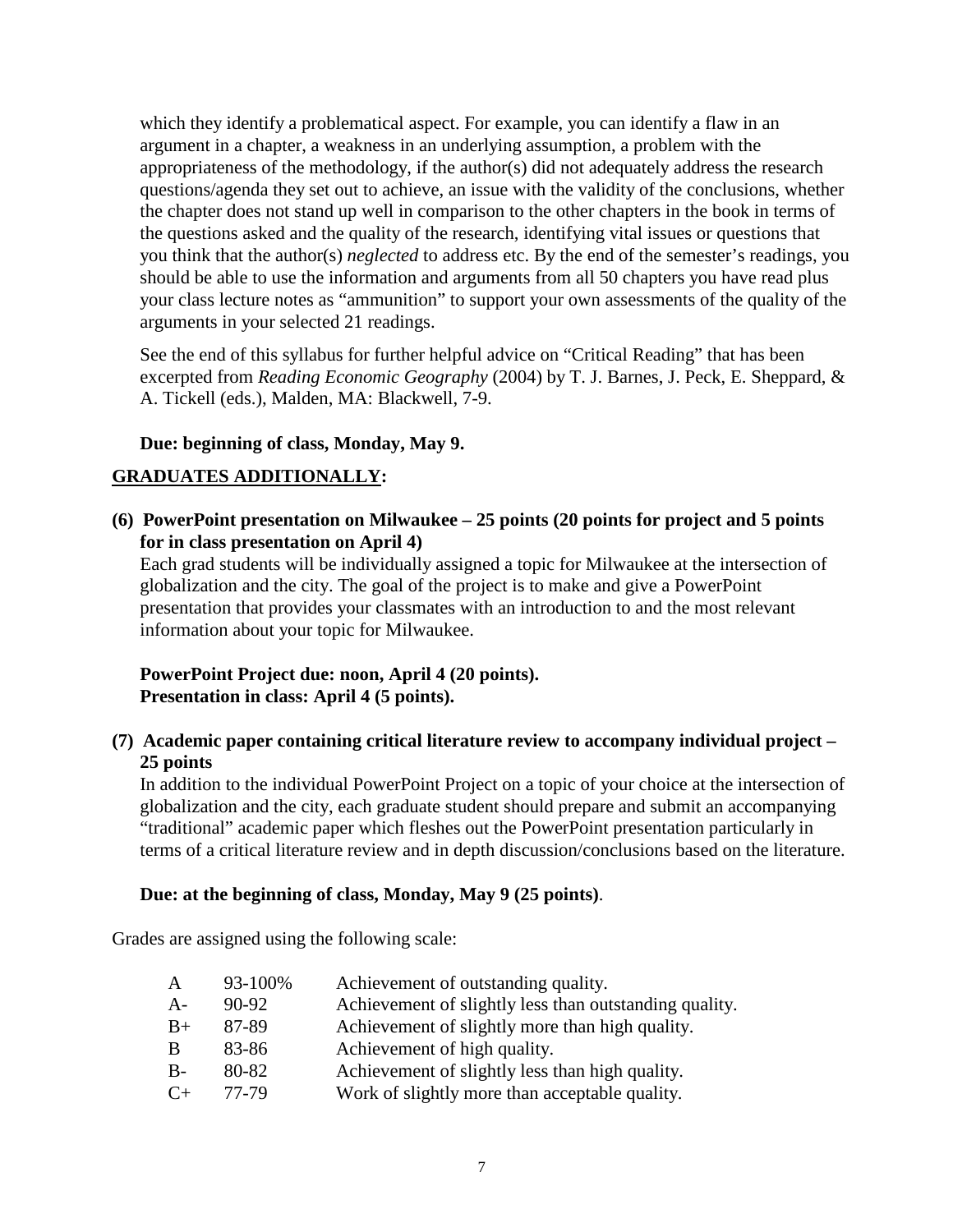which they identify a problematical aspect. For example, you can identify a flaw in an argument in a chapter, a weakness in an underlying assumption, a problem with the appropriateness of the methodology, if the author(s) did not adequately address the research questions/agenda they set out to achieve, an issue with the validity of the conclusions, whether the chapter does not stand up well in comparison to the other chapters in the book in terms of the questions asked and the quality of the research, identifying vital issues or questions that you think that the author(s) *neglected* to address etc. By the end of the semester's readings, you should be able to use the information and arguments from all 50 chapters you have read plus your class lecture notes as "ammunition" to support your own assessments of the quality of the arguments in your selected 21 readings.

See the end of this syllabus for further helpful advice on "Critical Reading" that has been excerpted from *Reading Economic Geography* (2004) by T. J. Barnes, J. Peck, E. Sheppard, & A. Tickell (eds.), Malden, MA: Blackwell, 7-9.

**Due: beginning of class, Monday, May 9.**

**GRADUATES ADDITIONALLY:**

**(6) PowerPoint presentation on Milwaukee – 25 points (20 points for project and 5 points for in class presentation on April 4)**

Each grad students will be individually assigned a topic for Milwaukee at the intersection of globalization and the city. The goal of the project is to make and give a PowerPoint presentation that provides your classmates with an introduction to and the most relevant information about your topic for Milwaukee.

**PowerPoint Project due: noon, April 4 (20 points).**
**Presentation in class: April 4 (5 points).**

**(7) Academic paper containing critical literature review to accompany individual project – 25 points**

In addition to the individual PowerPoint Project on a topic of your choice at the intersection of globalization and the city, each graduate student should prepare and submit an accompanying "traditional" academic paper which fleshes out the PowerPoint presentation particularly in terms of a critical literature review and in depth discussion/conclusions based on the literature.

**Due: at the beginning of class, Monday, May 9 (25 points)**.

Grades are assigned using the following scale:

| | | |
|---|---|---|
| A | 93-100% | Achievement of outstanding quality. |
| A- | 90-92 | Achievement of slightly less than outstanding quality. |
| B+ | 87-89 | Achievement of slightly more than high quality. |
| B | 83-86 | Achievement of high quality. |
| B- | 80-82 | Achievement of slightly less than high quality. |
| C+ | 77-79 | Work of slightly more than acceptable quality. |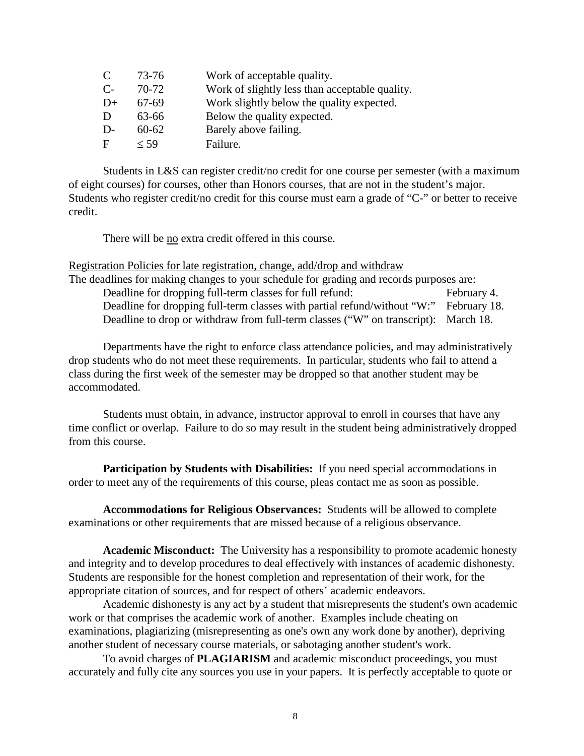| | | |
|---|---|---|
| C | 73-76 | Work of acceptable quality. |
| C- | 70-72 | Work of slightly less than acceptable quality. |
| D+ | 67-69 | Work slightly below the quality expected. |
| D | 63-66 | Below the quality expected. |
| D- | 60-62 | Barely above failing. |
| F | ≤ 59 | Failure. |

Students in L&S can register credit/no credit for one course per semester (with a maximum of eight courses) for courses, other than Honors courses, that are not in the student's major. Students who register credit/no credit for this course must earn a grade of "C-" or better to receive credit.

There will be no extra credit offered in this course.

Registration Policies for late registration, change, add/drop and withdraw

The deadlines for making changes to your schedule for grading and records purposes are:

| | |
|---|---|
| Deadline for dropping full-term classes for full refund: | February 4. |
| Deadline for dropping full-term classes with partial refund/without "W:" | February 18. |
| Deadline to drop or withdraw from full-term classes ("W" on transcript): | March 18. |

Departments have the right to enforce class attendance policies, and may administratively drop students who do not meet these requirements. In particular, students who fail to attend a class during the first week of the semester may be dropped so that another student may be accommodated.

Students must obtain, in advance, instructor approval to enroll in courses that have any time conflict or overlap. Failure to do so may result in the student being administratively dropped from this course.

**Participation by Students with Disabilities:** If you need special accommodations in order to meet any of the requirements of this course, pleas contact me as soon as possible.

**Accommodations for Religious Observances:** Students will be allowed to complete examinations or other requirements that are missed because of a religious observance.

**Academic Misconduct:** The University has a responsibility to promote academic honesty and integrity and to develop procedures to deal effectively with instances of academic dishonesty. Students are responsible for the honest completion and representation of their work, for the appropriate citation of sources, and for respect of others' academic endeavors.

Academic dishonesty is any act by a student that misrepresents the student's own academic work or that comprises the academic work of another. Examples include cheating on examinations, plagiarizing (misrepresenting as one's own any work done by another), depriving another student of necessary course materials, or sabotaging another student's work.

To avoid charges of **PLAGIARISM** and academic misconduct proceedings, you must accurately and fully cite any sources you use in your papers. It is perfectly acceptable to quote or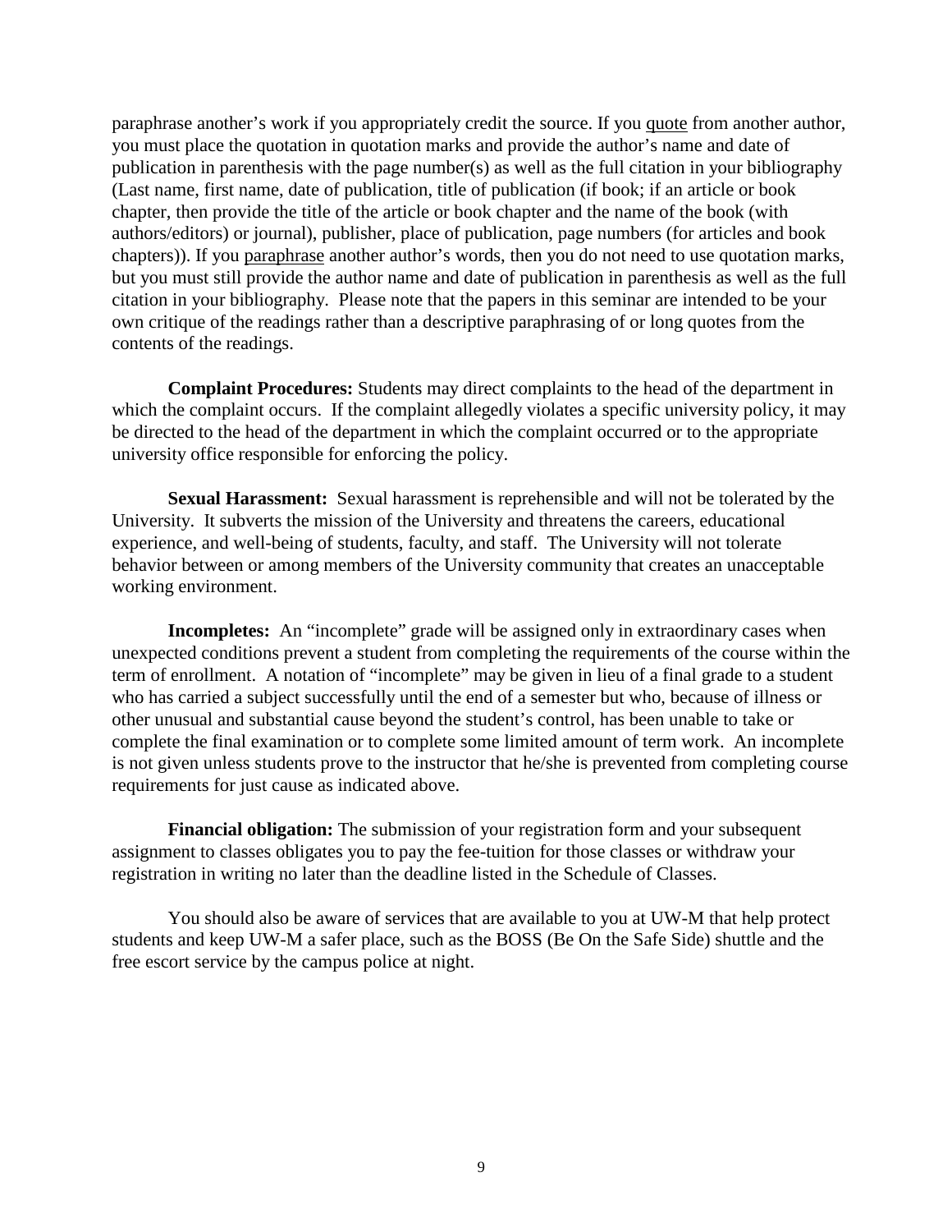paraphrase another's work if you appropriately credit the source. If you quote from another author, you must place the quotation in quotation marks and provide the author's name and date of publication in parenthesis with the page number(s) as well as the full citation in your bibliography (Last name, first name, date of publication, title of publication (if book; if an article or book chapter, then provide the title of the article or book chapter and the name of the book (with authors/editors) or journal), publisher, place of publication, page numbers (for articles and book chapters)). If you paraphrase another author's words, then you do not need to use quotation marks, but you must still provide the author name and date of publication in parenthesis as well as the full citation in your bibliography. Please note that the papers in this seminar are intended to be your own critique of the readings rather than a descriptive paraphrasing of or long quotes from the contents of the readings.

**Complaint Procedures:** Students may direct complaints to the head of the department in which the complaint occurs. If the complaint allegedly violates a specific university policy, it may be directed to the head of the department in which the complaint occurred or to the appropriate university office responsible for enforcing the policy.

**Sexual Harassment:** Sexual harassment is reprehensible and will not be tolerated by the University. It subverts the mission of the University and threatens the careers, educational experience, and well-being of students, faculty, and staff. The University will not tolerate behavior between or among members of the University community that creates an unacceptable working environment.

**Incompletes:** An "incomplete" grade will be assigned only in extraordinary cases when unexpected conditions prevent a student from completing the requirements of the course within the term of enrollment. A notation of "incomplete" may be given in lieu of a final grade to a student who has carried a subject successfully until the end of a semester but who, because of illness or other unusual and substantial cause beyond the student's control, has been unable to take or complete the final examination or to complete some limited amount of term work. An incomplete is not given unless students prove to the instructor that he/she is prevented from completing course requirements for just cause as indicated above.

**Financial obligation:** The submission of your registration form and your subsequent assignment to classes obligates you to pay the fee-tuition for those classes or withdraw your registration in writing no later than the deadline listed in the Schedule of Classes.

You should also be aware of services that are available to you at UW-M that help protect students and keep UW-M a safer place, such as the BOSS (Be On the Safe Side) shuttle and the free escort service by the campus police at night.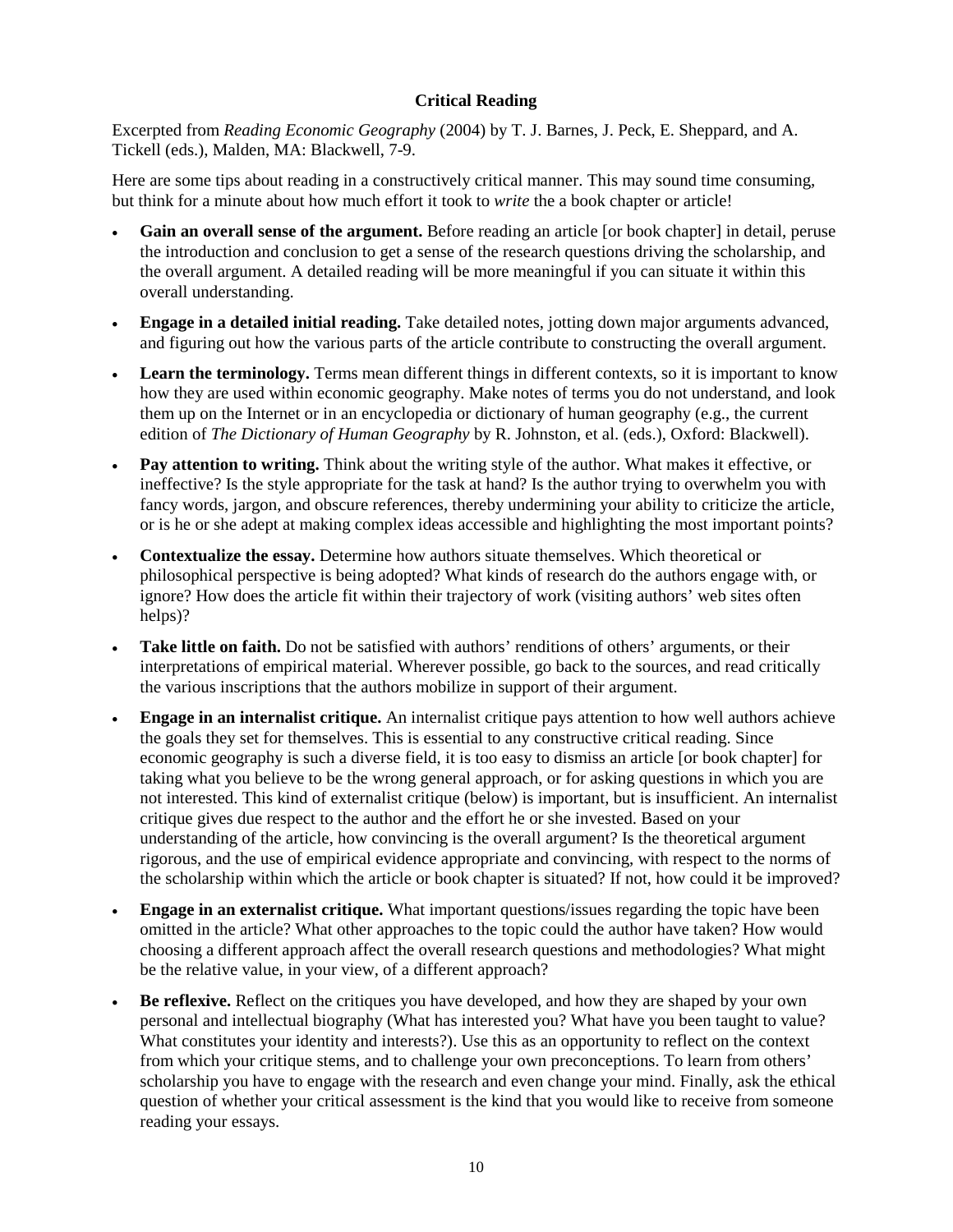**Critical Reading**

Excerpted from *Reading Economic Geography* (2004) by T. J. Barnes, J. Peck, E. Sheppard, and A. Tickell (eds.), Malden, MA: Blackwell, 7-9.

Here are some tips about reading in a constructively critical manner. This may sound time consuming, but think for a minute about how much effort it took to *write* the a book chapter or article!

- **Gain an overall sense of the argument.** Before reading an article [or book chapter] in detail, peruse the introduction and conclusion to get a sense of the research questions driving the scholarship, and the overall argument. A detailed reading will be more meaningful if you can situate it within this overall understanding.
- **Engage in a detailed initial reading.** Take detailed notes, jotting down major arguments advanced, and figuring out how the various parts of the article contribute to constructing the overall argument.
- **Learn the terminology.** Terms mean different things in different contexts, so it is important to know how they are used within economic geography. Make notes of terms you do not understand, and look them up on the Internet or in an encyclopedia or dictionary of human geography (e.g., the current edition of *The Dictionary of Human Geography* by R. Johnston, et al. (eds.), Oxford: Blackwell).
- **Pay attention to writing.** Think about the writing style of the author. What makes it effective, or ineffective? Is the style appropriate for the task at hand? Is the author trying to overwhelm you with fancy words, jargon, and obscure references, thereby undermining your ability to criticize the article, or is he or she adept at making complex ideas accessible and highlighting the most important points?
- **Contextualize the essay.** Determine how authors situate themselves. Which theoretical or philosophical perspective is being adopted? What kinds of research do the authors engage with, or ignore? How does the article fit within their trajectory of work (visiting authors' web sites often helps)?
- **Take little on faith.** Do not be satisfied with authors' renditions of others' arguments, or their interpretations of empirical material. Wherever possible, go back to the sources, and read critically the various inscriptions that the authors mobilize in support of their argument.
- **Engage in an internalist critique.** An internalist critique pays attention to how well authors achieve the goals they set for themselves. This is essential to any constructive critical reading. Since economic geography is such a diverse field, it is too easy to dismiss an article [or book chapter] for taking what you believe to be the wrong general approach, or for asking questions in which you are not interested. This kind of externalist critique (below) is important, but is insufficient. An internalist critique gives due respect to the author and the effort he or she invested. Based on your understanding of the article, how convincing is the overall argument? Is the theoretical argument rigorous, and the use of empirical evidence appropriate and convincing, with respect to the norms of the scholarship within which the article or book chapter is situated? If not, how could it be improved?
- **Engage in an externalist critique.** What important questions/issues regarding the topic have been omitted in the article? What other approaches to the topic could the author have taken? How would choosing a different approach affect the overall research questions and methodologies? What might be the relative value, in your view, of a different approach?
- **Be reflexive.** Reflect on the critiques you have developed, and how they are shaped by your own personal and intellectual biography (What has interested you? What have you been taught to value? What constitutes your identity and interests?). Use this as an opportunity to reflect on the context from which your critique stems, and to challenge your own preconceptions. To learn from others' scholarship you have to engage with the research and even change your mind. Finally, ask the ethical question of whether your critical assessment is the kind that you would like to receive from someone reading your essays.